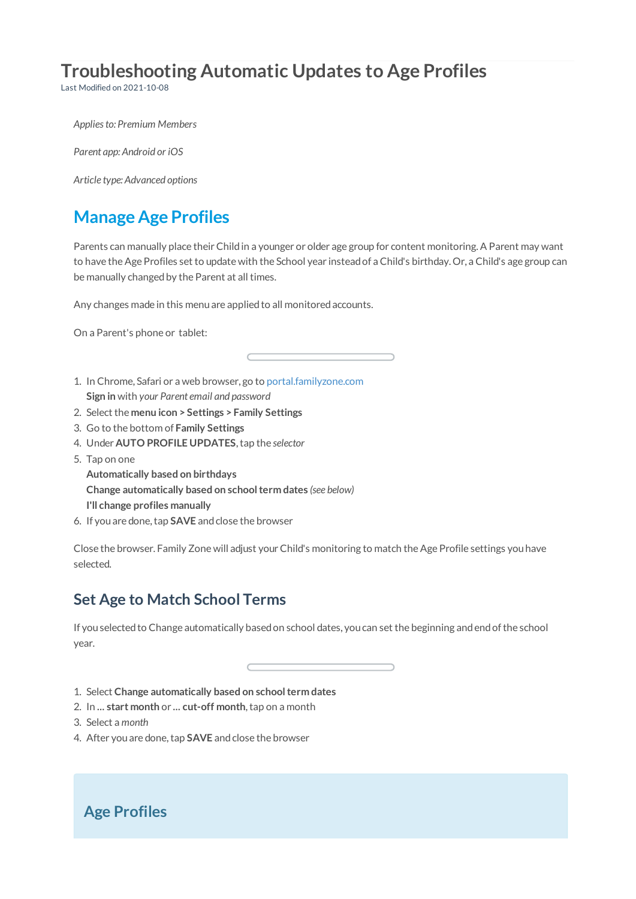# Troubleshooting Automatic Updates to Age Profiles

Last Modified on 2021-10-08

*Applies to: Premium Members*

*Parent app: Android or iOS*

*Article type: Advanced options*

## Manage Age Profiles

Parents can manually place their Child in a younger or older age group for content monitoring. A Parent may want to have the Age Profiles set to update with the School year instead of a Child's birthday. Or, a Child's age group can be manually changed by the Parent at all times.

Any changes made in this menu are applied to all monitored accounts.

On a Parent's phone or tablet:

1. In Chrome, Safari or a web browser, go to portal.familyzone.com
   **Sign in** with *your Parent email and password*
2. Select the **menu icon > Settings > Family Settings**
3. Go to the bottom of **Family Settings**
4. Under **AUTO PROFILE UPDATES**, tap the *selector*
5. Tap on one
   **Automatically based on birthdays**
   **Change automatically based on school term dates** *(see below)*
   **I'll change profiles manually**
6. If you are done, tap **SAVE** and close the browser

Close the browser. Family Zone will adjust your Child's monitoring to match the Age Profile settings you have selected.

### Set Age to Match School Terms

If you selected to Change automatically based on school dates, you can set the beginning and end of the school year.

1. Select **Change automatically based on school term dates**
2. In **... start month** or **... cut-off month**, tap on a month
3. Select a *month*
4. After you are done, tap **SAVE** and close the browser

### Age Profiles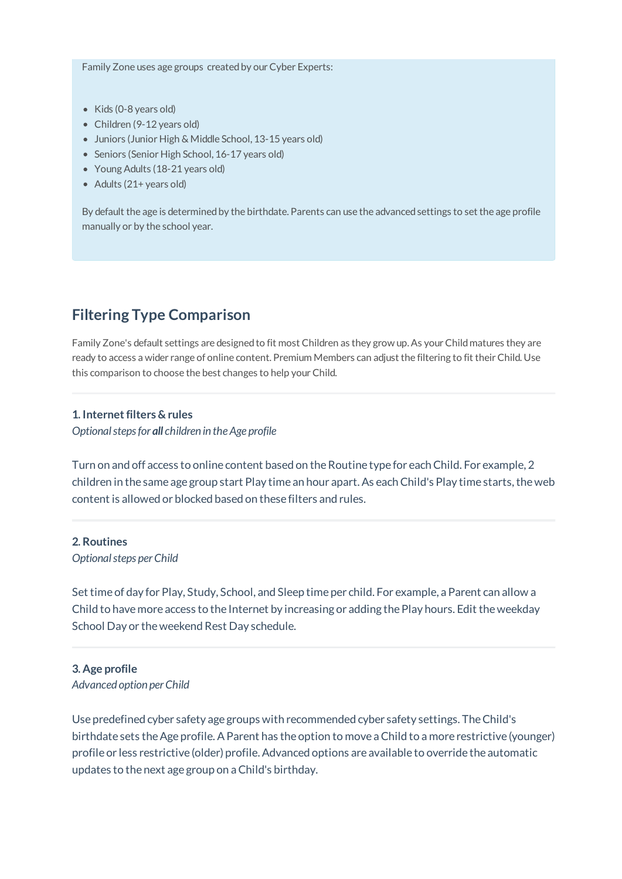Family Zone uses age groups created by our Cyber Experts:

- Kids (0-8 years old)
- Children (9-12 years old)
- Juniors (Junior High & Middle School, 13-15 years old)
- Seniors (Senior High School, 16-17 years old)
- Young Adults (18-21 years old)
- Adults (21+ years old)

By default the age is determined by the birthdate. Parents can use the advanced settings to set the age profile manually or by the school year.

## Filtering Type Comparison

Family Zone's default settings are designed to fit most Children as they grow up. As your Child matures they are ready to access a wider range of online content. Premium Members can adjust the filtering to fit their Child. Use this comparison to choose the best changes to help your Child.

---

#### 1. Internet filters & rules

*Optional steps for **all** children in the Age profile*

Turn on and off access to online content based on the Routine type for each Child. For example, 2 children in the same age group start Play time an hour apart. As each Child's Play time starts, the web content is allowed or blocked based on these filters and rules.

---

#### 2. Routines

*Optional steps per Child*

Set time of day for Play, Study, School, and Sleep time per child. For example, a Parent can allow a Child to have more access to the Internet by increasing or adding the Play hours. Edit the weekday School Day or the weekend Rest Day schedule.

---

#### 3. Age profile

*Advanced option per Child*

Use predefined cyber safety age groups with recommended cyber safety settings. The Child's birthdate sets the Age profile. A Parent has the option to move a Child to a more restrictive (younger) profile or less restrictive (older) profile. Advanced options are available to override the automatic updates to the next age group on a Child's birthday.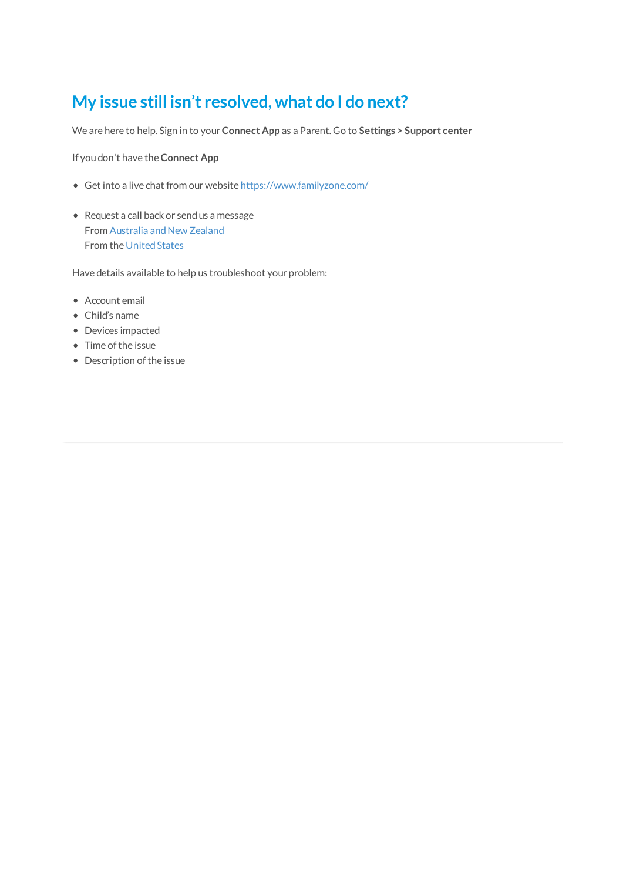## My issue still isn’t resolved, what do I do next?

We are here to help. Sign in to your **Connect App** as a Parent. Go to **Settings > Support center**

If you don't have the **Connect App**

- Get into a live chat from our website https://www.familyzone.com/

- Request a call back or send us a message
  From Australia and New Zealand
  From the United States

Have details available to help us troubleshoot your problem:

- Account email
- Child’s name
- Devices impacted
- Time of the issue
- Description of the issue